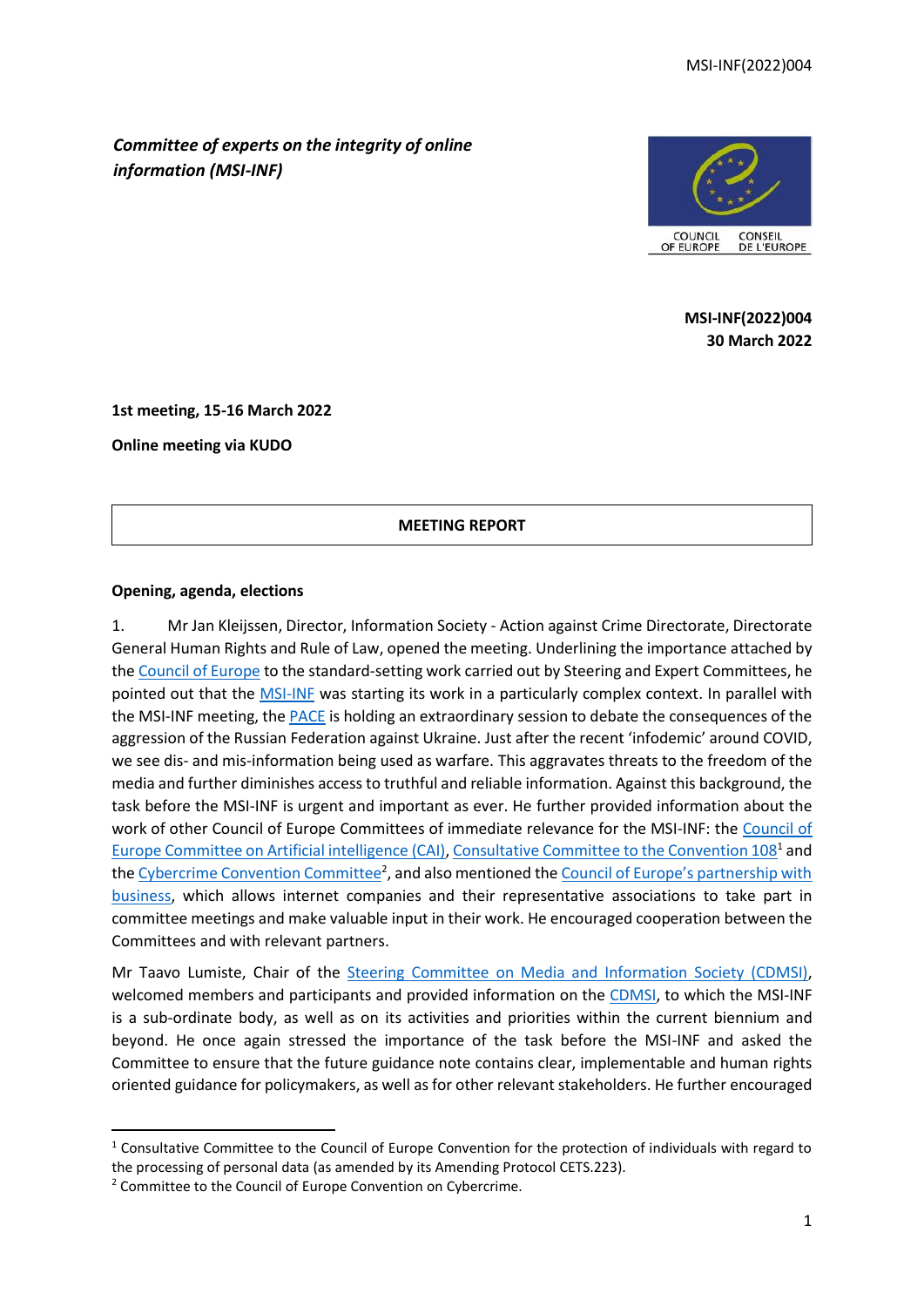MSI-INF(2022)004

*Committee of experts on the integrity of online information (MSI-INF)*

**MSI-INF(2022)004**
**30 March 2022**

**1st meeting, 15-16 March 2022**

**Online meeting via KUDO**

**MEETING REPORT**

**Opening, agenda, elections**

1. Mr Jan Kleijssen, Director, Information Society - Action against Crime Directorate, Directorate General Human Rights and Rule of Law, opened the meeting. Underlining the importance attached by the Council of Europe to the standard-setting work carried out by Steering and Expert Committees, he pointed out that the MSI-INF was starting its work in a particularly complex context. In parallel with the MSI-INF meeting, the PACE is holding an extraordinary session to debate the consequences of the aggression of the Russian Federation against Ukraine. Just after the recent 'infodemic' around COVID, we see dis- and mis-information being used as warfare. This aggravates threats to the freedom of the media and further diminishes access to truthful and reliable information. Against this background, the task before the MSI-INF is urgent and important as ever. He further provided information about the work of other Council of Europe Committees of immediate relevance for the MSI-INF: the Council of Europe Committee on Artificial intelligence (CAI), Consultative Committee to the Convention 108[1] and the Cybercrime Convention Committee[2], and also mentioned the Council of Europe's partnership with business, which allows internet companies and their representative associations to take part in committee meetings and make valuable input in their work. He encouraged cooperation between the Committees and with relevant partners.

Mr Taavo Lumiste, Chair of the Steering Committee on Media and Information Society (CDMSI), welcomed members and participants and provided information on the CDMSI, to which the MSI-INF is a sub-ordinate body, as well as on its activities and priorities within the current biennium and beyond. He once again stressed the importance of the task before the MSI-INF and asked the Committee to ensure that the future guidance note contains clear, implementable and human rights oriented guidance for policymakers, as well as for other relevant stakeholders. He further encouraged

[1] Consultative Committee to the Council of Europe Convention for the protection of individuals with regard to the processing of personal data (as amended by its Amending Protocol CETS.223).

[2] Committee to the Council of Europe Convention on Cybercrime.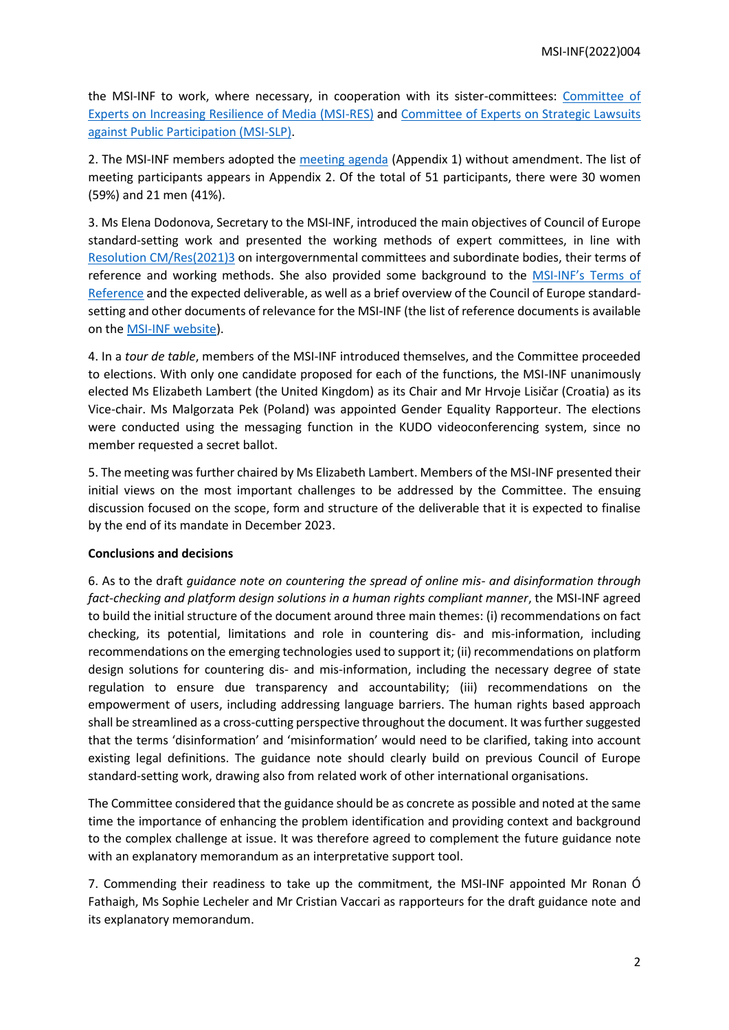the MSI-INF to work, where necessary, in cooperation with its sister-committees: [Committee of Experts on Increasing Resilience of Media (MSI-RES)]() and [Committee of Experts on Strategic Lawsuits against Public Participation (MSI-SLP)]().

2. The MSI-INF members adopted the [meeting agenda]() (Appendix 1) without amendment. The list of meeting participants appears in Appendix 2. Of the total of 51 participants, there were 30 women (59%) and 21 men (41%).

3. Ms Elena Dodonova, Secretary to the MSI-INF, introduced the main objectives of Council of Europe standard-setting work and presented the working methods of expert committees, in line with [Resolution CM/Res(2021)3]() on intergovernmental committees and subordinate bodies, their terms of reference and working methods. She also provided some background to the [MSI-INF's Terms of Reference]() and the expected deliverable, as well as a brief overview of the Council of Europe standard-setting and other documents of relevance for the MSI-INF (the list of reference documents is available on the [MSI-INF website]()).

4. In a *tour de table*, members of the MSI-INF introduced themselves, and the Committee proceeded to elections. With only one candidate proposed for each of the functions, the MSI-INF unanimously elected Ms Elizabeth Lambert (the United Kingdom) as its Chair and Mr Hrvoje Lisičar (Croatia) as its Vice-chair. Ms Malgorzata Pek (Poland) was appointed Gender Equality Rapporteur. The elections were conducted using the messaging function in the KUDO videoconferencing system, since no member requested a secret ballot.

5. The meeting was further chaired by Ms Elizabeth Lambert. Members of the MSI-INF presented their initial views on the most important challenges to be addressed by the Committee. The ensuing discussion focused on the scope, form and structure of the deliverable that it is expected to finalise by the end of its mandate in December 2023.

**Conclusions and decisions**

6. As to the draft *guidance note on countering the spread of online mis- and disinformation through fact-checking and platform design solutions in a human rights compliant manner*, the MSI-INF agreed to build the initial structure of the document around three main themes: (i) recommendations on fact checking, its potential, limitations and role in countering dis- and mis-information, including recommendations on the emerging technologies used to support it; (ii) recommendations on platform design solutions for countering dis- and mis-information, including the necessary degree of state regulation to ensure due transparency and accountability; (iii) recommendations on the empowerment of users, including addressing language barriers. The human rights based approach shall be streamlined as a cross-cutting perspective throughout the document. It was further suggested that the terms 'disinformation' and 'misinformation' would need to be clarified, taking into account existing legal definitions. The guidance note should clearly build on previous Council of Europe standard-setting work, drawing also from related work of other international organisations.

The Committee considered that the guidance should be as concrete as possible and noted at the same time the importance of enhancing the problem identification and providing context and background to the complex challenge at issue. It was therefore agreed to complement the future guidance note with an explanatory memorandum as an interpretative support tool.

7. Commending their readiness to take up the commitment, the MSI-INF appointed Mr Ronan Ó Fathaigh, Ms Sophie Lecheler and Mr Cristian Vaccari as rapporteurs for the draft guidance note and its explanatory memorandum.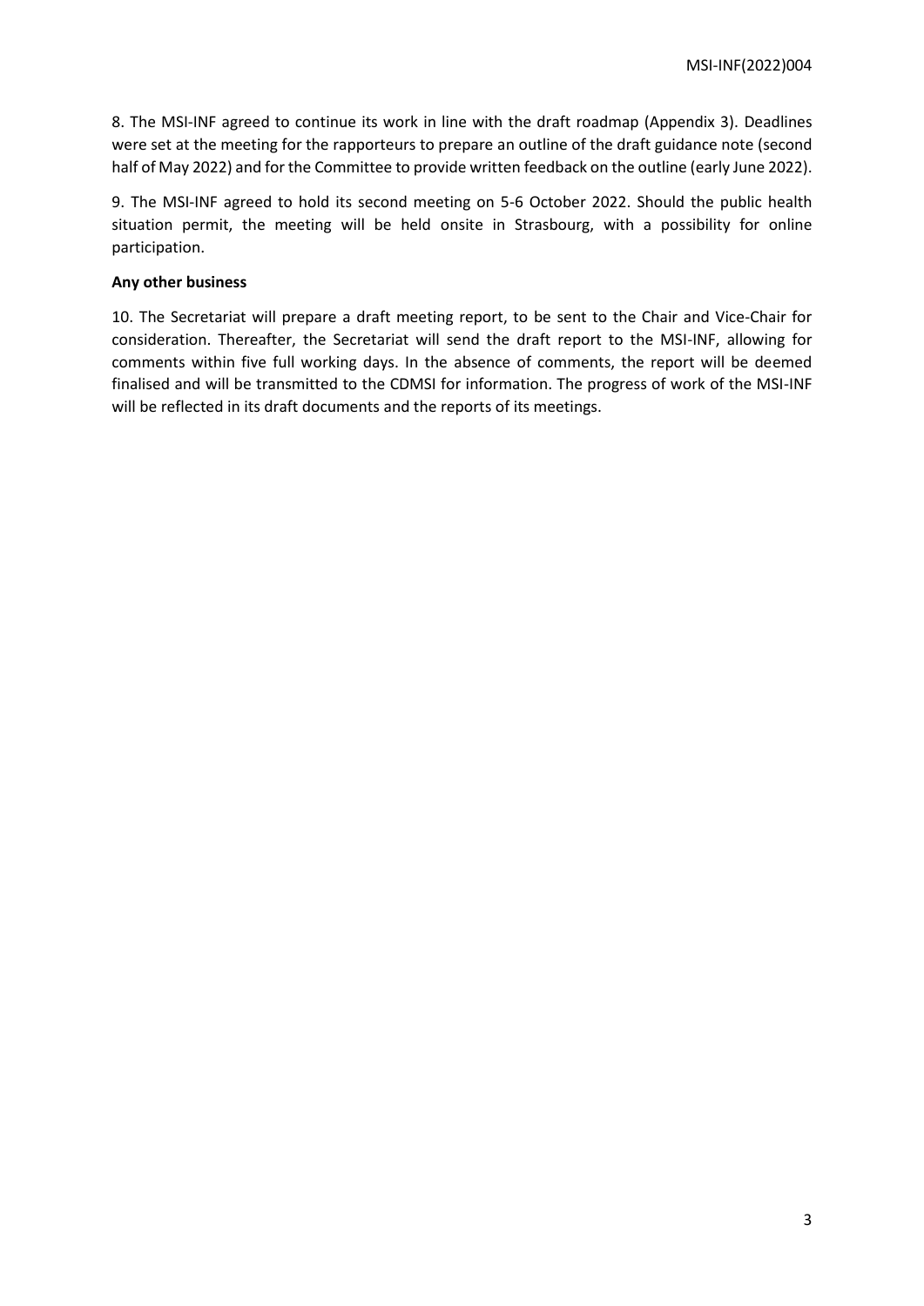8. The MSI-INF agreed to continue its work in line with the draft roadmap (Appendix 3). Deadlines were set at the meeting for the rapporteurs to prepare an outline of the draft guidance note (second half of May 2022) and for the Committee to provide written feedback on the outline (early June 2022).

9. The MSI-INF agreed to hold its second meeting on 5-6 October 2022. Should the public health situation permit, the meeting will be held onsite in Strasbourg, with a possibility for online participation.

**Any other business**

10. The Secretariat will prepare a draft meeting report, to be sent to the Chair and Vice-Chair for consideration. Thereafter, the Secretariat will send the draft report to the MSI-INF, allowing for comments within five full working days. In the absence of comments, the report will be deemed finalised and will be transmitted to the CDMSI for information. The progress of work of the MSI-INF will be reflected in its draft documents and the reports of its meetings.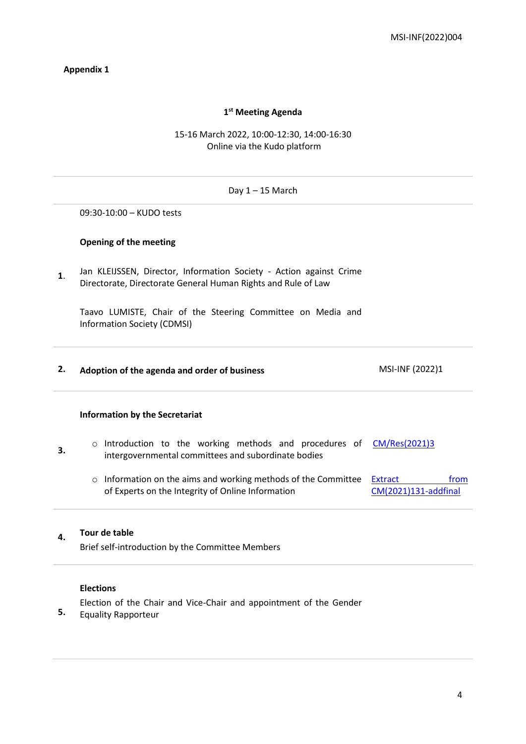**Appendix 1**

**1st Meeting Agenda**

15-16 March 2022, 10:00-12:30, 14:00-16:30
Online via the Kudo platform

| | Day 1 – 15 March | |
|---|---|---|
| | 09:30-10:00 – KUDO tests | |
| | **Opening of the meeting** | |
| 1. | Jan KLEIJSSEN, Director, Information Society - Action against Crime Directorate, Directorate General Human Rights and Rule of Law<br><br>Taavo LUMISTE, Chair of the Steering Committee on Media and Information Society (CDMSI) | |
| 2. | **Adoption of the agenda and order of business** | MSI-INF (2022)1 |
| | **Information by the Secretariat** | |
| 3. | ○ Introduction to the working methods and procedures of intergovernmental committees and subordinate bodies | CM/Res(2021)3 |
| | ○ Information on the aims and working methods of the Committee of Experts on the Integrity of Online Information | Extract from CM(2021)131-addfinal |
| 4. | **Tour de table**<br>Brief self-introduction by the Committee Members | |
| 5. | **Elections**<br>Election of the Chair and Vice-Chair and appointment of the Gender Equality Rapporteur | |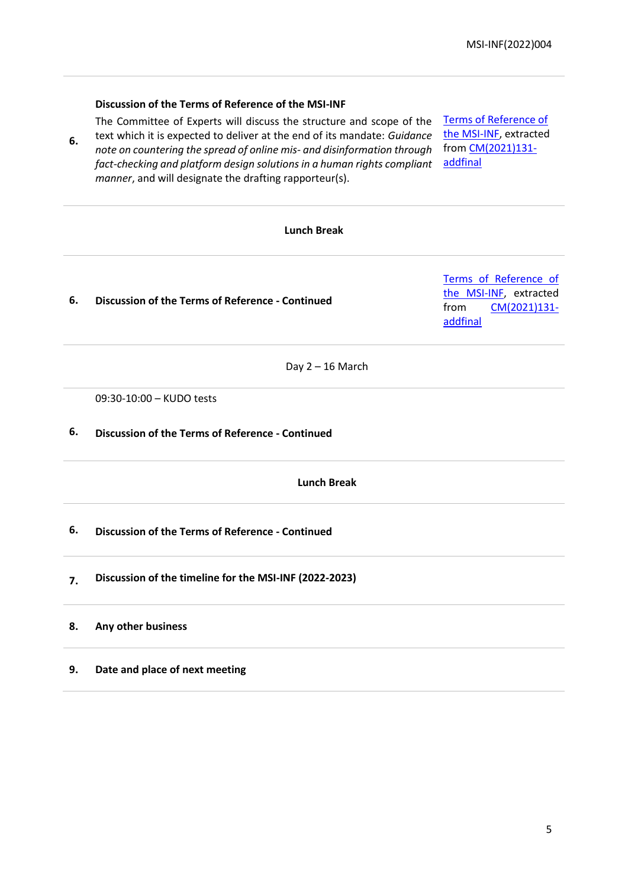| | | |
|---|---|---|
| 6. | **Discussion of the Terms of Reference of the MSI-INF**<br>The Committee of Experts will discuss the structure and scope of the text which it is expected to deliver at the end of its mandate: *Guidance note on countering the spread of online mis- and disinformation through fact-checking and platform design solutions in a human rights compliant manner*, and will designate the drafting rapporteur(s). | Terms of Reference of the MSI-INF, extracted from CM(2021)131-addfinal |
| | **Lunch Break** | |
| 6. | **Discussion of the Terms of Reference - Continued** | Terms of Reference of the MSI-INF, extracted from CM(2021)131-addfinal |
| | Day 2 – 16 March | |
| | 09:30-10:00 – KUDO tests | |
| 6. | **Discussion of the Terms of Reference - Continued** | |
| | **Lunch Break** | |
| 6. | **Discussion of the Terms of Reference - Continued** | |
| 7. | **Discussion of the timeline for the MSI-INF (2022-2023)** | |
| 8. | **Any other business** | |
| 9. | **Date and place of next meeting** | |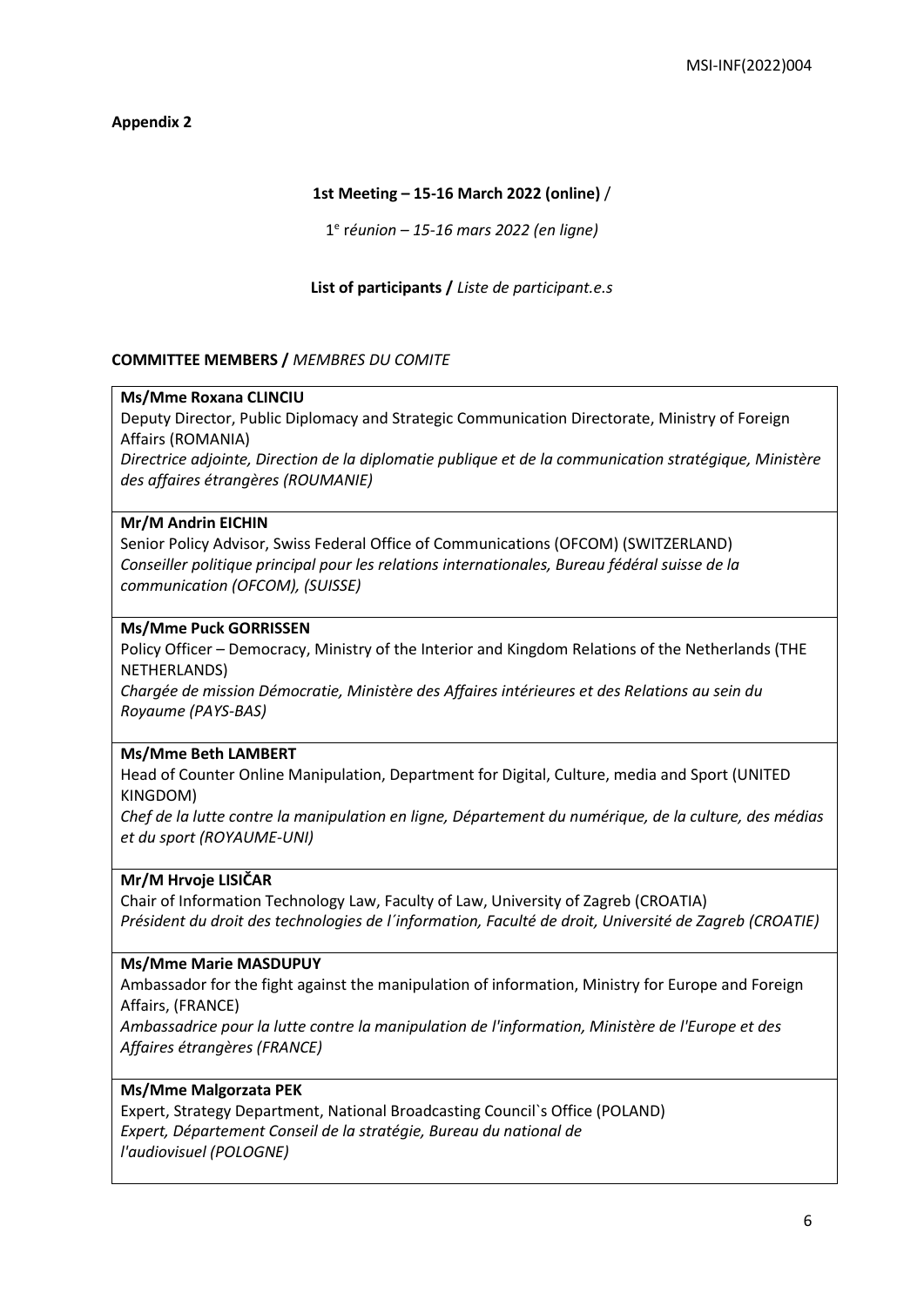**Appendix 2**

**1st Meeting – 15-16 March 2022 (online)** /

1e *réunion – 15-16 mars 2022 (en ligne)*

**List of participants /** *Liste de participant.e.s*

**COMMITTEE MEMBERS /** *MEMBRES DU COMITE*

| |
|---|
| **Ms/Mme Roxana CLINCIU**<br>Deputy Director, Public Diplomacy and Strategic Communication Directorate, Ministry of Foreign Affairs (ROMANIA)<br>*Directrice adjointe, Direction de la diplomatie publique et de la communication stratégique, Ministère des affaires étrangères (ROUMANIE)* |
| **Mr/M Andrin EICHIN**<br>Senior Policy Advisor, Swiss Federal Office of Communications (OFCOM) (SWITZERLAND)<br>*Conseiller politique principal pour les relations internationales, Bureau fédéral suisse de la communication (OFCOM), (SUISSE)* |
| **Ms/Mme Puck GORRISSEN**<br>Policy Officer – Democracy, Ministry of the Interior and Kingdom Relations of the Netherlands (THE NETHERLANDS)<br>*Chargée de mission Démocratie, Ministère des Affaires intérieures et des Relations au sein du Royaume (PAYS-BAS)* |
| **Ms/Mme Beth LAMBERT**<br>Head of Counter Online Manipulation, Department for Digital, Culture, media and Sport (UNITED KINGDOM)<br>*Chef de la lutte contre la manipulation en ligne, Département du numérique, de la culture, des médias et du sport (ROYAUME-UNI)* |
| **Mr/M Hrvoje LISIČAR**<br>Chair of Information Technology Law, Faculty of Law, University of Zagreb (CROATIA)<br>*Président du droit des technologies de l´information, Faculté de droit, Université de Zagreb (CROATIE)* |
| **Ms/Mme Marie MASDUPUY**<br>Ambassador for the fight against the manipulation of information, Ministry for Europe and Foreign Affairs, (FRANCE)<br>*Ambassadrice pour la lutte contre la manipulation de l'information, Ministère de l'Europe et des Affaires étrangères (FRANCE)* |
| **Ms/Mme Malgorzata PEK**<br>Expert, Strategy Department, National Broadcasting Council`s Office (POLAND)<br>*Expert, Département Conseil de la stratégie, Bureau du national de l'audiovisuel (POLOGNE)* |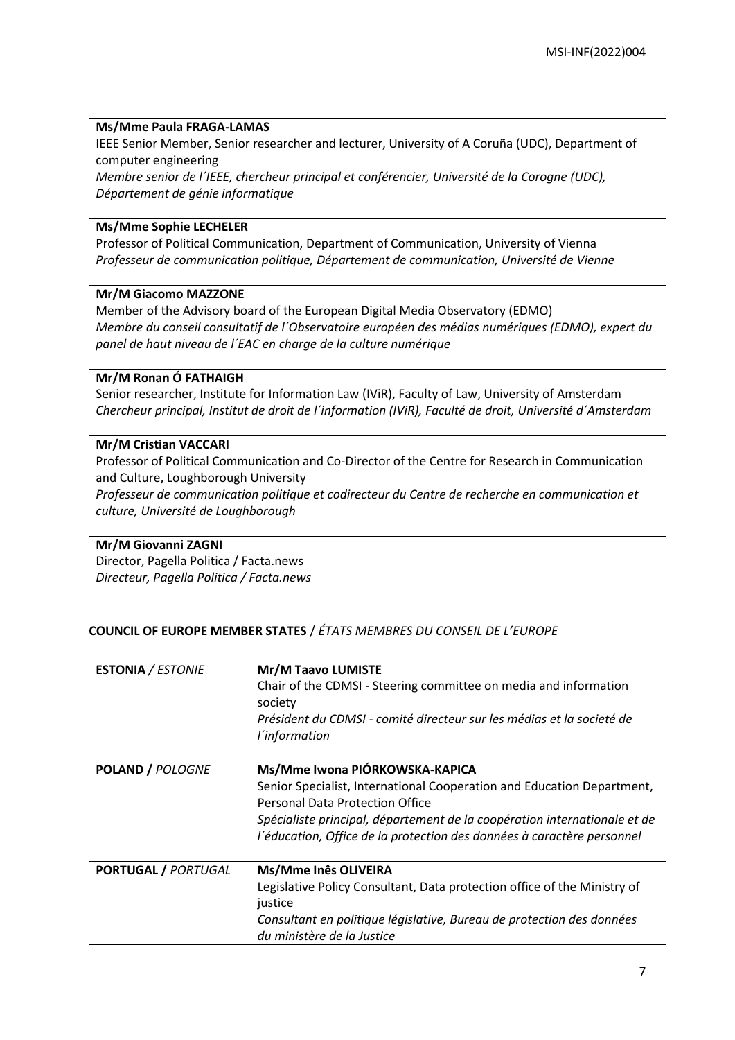**Ms/Mme Paula FRAGA-LAMAS**
IEEE Senior Member, Senior researcher and lecturer, University of A Coruña (UDC), Department of computer engineering
*Membre senior de l´IEEE, chercheur principal et conférencier, Université de la Corogne (UDC), Département de génie informatique*

**Ms/Mme Sophie LECHELER**
Professor of Political Communication, Department of Communication, University of Vienna
*Professeur de communication politique, Département de communication, Université de Vienne*

**Mr/M Giacomo MAZZONE**
Member of the Advisory board of the European Digital Media Observatory (EDMO)
*Membre du conseil consultatif de l´Observatoire européen des médias numériques (EDMO), expert du panel de haut niveau de l´EAC en charge de la culture numérique*

**Mr/M Ronan Ó FATHAIGH**
Senior researcher, Institute for Information Law (IViR), Faculty of Law, University of Amsterdam
*Chercheur principal, Institut de droit de l´information (IViR), Faculté de droit, Université d´Amsterdam*

**Mr/M Cristian VACCARI**
Professor of Political Communication and Co-Director of the Centre for Research in Communication and Culture, Loughborough University
*Professeur de communication politique et codirecteur du Centre de recherche en communication et culture, Université de Loughborough*

**Mr/M Giovanni ZAGNI**
Director, Pagella Politica / Facta.news
*Directeur, Pagella Politica / Facta.news*

**COUNCIL OF EUROPE MEMBER STATES** / *ÉTATS MEMBRES DU CONSEIL DE L'EUROPE*

| | |
|---|---|
| **ESTONIA** / *ESTONIE* | **Mr/M Taavo LUMISTE**<br>Chair of the CDMSI - Steering committee on media and information society<br>*Président du CDMSI - comité directeur sur les médias et la societé de l´information* |
| **POLAND /** *POLOGNE* | **Ms/Mme Iwona PIÓRKOWSKA-KAPICA**<br>Senior Specialist, International Cooperation and Education Department, Personal Data Protection Office<br>*Spécialiste principal, département de la coopération internationale et de l´éducation, Office de la protection des données à caractère personnel* |
| **PORTUGAL /** *PORTUGAL* | **Ms/Mme Inês OLIVEIRA**<br>Legislative Policy Consultant, Data protection office of the Ministry of justice<br>*Consultant en politique législative, Bureau de protection des données du ministère de la Justice* |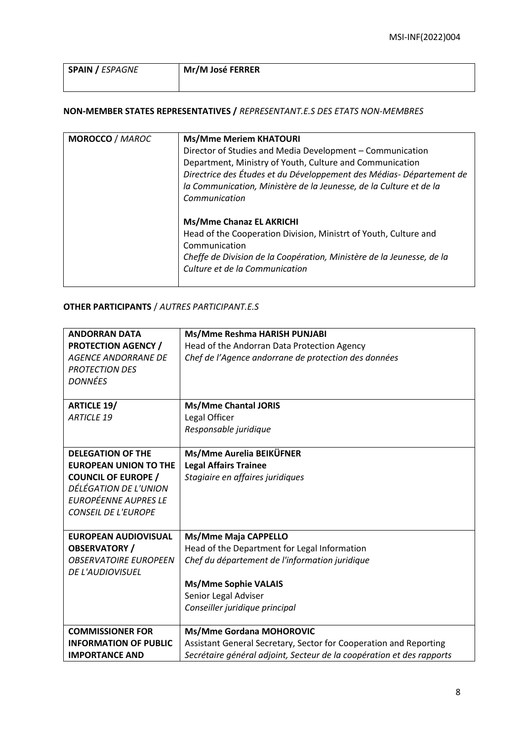| **SPAIN /** *ESPAGNE* | **Mr/M José FERRER** |
|---|---|

**NON-MEMBER STATES REPRESENTATIVES /** *REPRESENTANT.E.S DES ETATS NON-MEMBRES*

| **MOROCCO** / *MAROC* | **Ms/Mme Meriem KHATOURI**<br>Director of Studies and Media Development – Communication Department, Ministry of Youth, Culture and Communication<br>*Directrice des Études et du Développement des Médias- Département de la Communication, Ministère de la Jeunesse, de la Culture et de la Communication*<br><br>**Ms/Mme Chanaz EL AKRICHI**<br>Head of the Cooperation Division, Ministrt of Youth, Culture and Communication<br>*Cheffe de Division de la Coopération, Ministère de la Jeunesse, de la Culture et de la Communication* |
|---|---|

**OTHER PARTICIPANTS** / *AUTRES PARTICIPANT.E.S*

| **ANDORRAN DATA PROTECTION AGENCY /** *AGENCE ANDORRANE DE PROTECTION DES DONNÉES* | **Ms/Mme Reshma HARISH PUNJABI**<br>Head of the Andorran Data Protection Agency<br>*Chef de l'Agence andorrane de protection des données* |
|---|---|
| **ARTICLE 19/** *ARTICLE 19* | **Ms/Mme Chantal JORIS**<br>Legal Officer<br>*Responsable juridique* |
| **DELEGATION OF THE EUROPEAN UNION TO THE COUNCIL OF EUROPE /** *DÉLÉGATION DE L'UNION EUROPÉENNE AUPRES LE CONSEIL DE L'EUROPE* | **Ms/Mme Aurelia BEIKÜFNER**<br>**Legal Affairs Trainee**<br>*Stagiaire en affaires juridiques* |
| **EUROPEAN AUDIOVISUAL OBSERVATORY /** *OBSERVATOIRE EUROPEEN DE L'AUDIOVISUEL* | **Ms/Mme Maja CAPPELLO**<br>Head of the Department for Legal Information<br>*Chef du département de l'information juridique*<br><br>**Ms/Mme Sophie VALAIS**<br>Senior Legal Adviser<br>*Conseiller juridique principal* |
| **COMMISSIONER FOR INFORMATION OF PUBLIC IMPORTANCE AND** | **Ms/Mme Gordana MOHOROVIC**<br>Assistant General Secretary, Sector for Cooperation and Reporting<br>*Secrétaire général adjoint, Secteur de la coopération et des rapports* |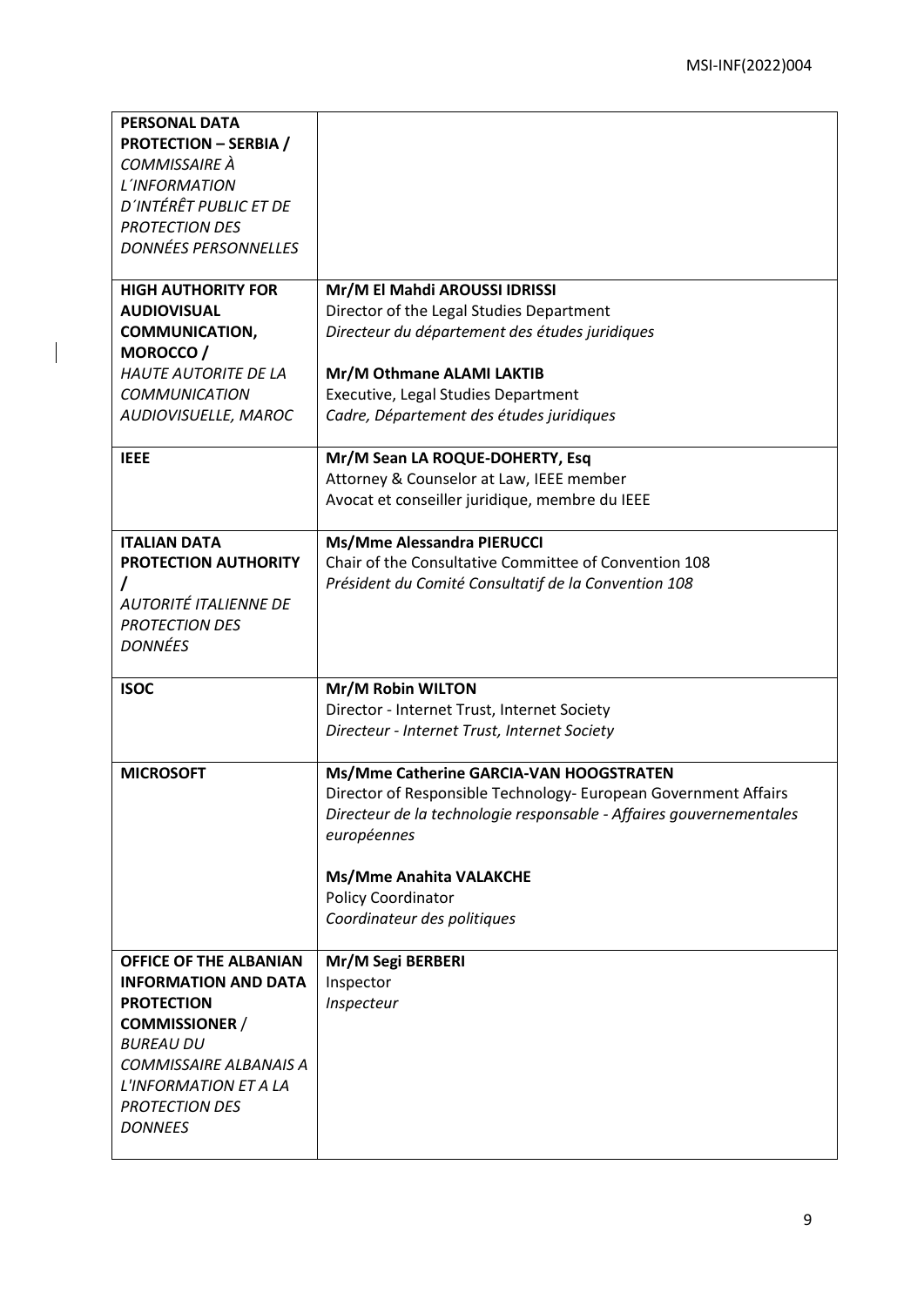| | |
|---|---|
| **PERSONAL DATA PROTECTION – SERBIA /** *COMMISSAIRE À L´INFORMATION D´INTÉRÊT PUBLIC ET DE PROTECTION DES DONNÉES PERSONNELLES* | |
| **HIGH AUTHORITY FOR AUDIOVISUAL COMMUNICATION, MOROCCO /** *HAUTE AUTORITE DE LA COMMUNICATION AUDIOVISUELLE, MAROC* | **Mr/M El Mahdi AROUSSI IDRISSI**<br>Director of the Legal Studies Department<br>*Directeur du département des études juridiques*<br><br>**Mr/M Othmane ALAMI LAKTIB**<br>Executive, Legal Studies Department<br>*Cadre, Département des études juridiques* |
| **IEEE** | **Mr/M Sean LA ROQUE-DOHERTY, Esq**<br>Attorney & Counselor at Law, IEEE member<br>Avocat et conseiller juridique, membre du IEEE |
| **ITALIAN DATA PROTECTION AUTHORITY /** *AUTORITÉ ITALIENNE DE PROTECTION DES DONNÉES* | **Ms/Mme Alessandra PIERUCCI**<br>Chair of the Consultative Committee of Convention 108<br>*Président du Comité Consultatif de la Convention 108* |
| **ISOC** | **Mr/M Robin WILTON**<br>Director - Internet Trust, Internet Society<br>*Directeur - Internet Trust, Internet Society* |
| **MICROSOFT** | **Ms/Mme Catherine GARCIA-VAN HOOGSTRATEN**<br>Director of Responsible Technology- European Government Affairs<br>*Directeur de la technologie responsable - Affaires gouvernementales européennes*<br><br>**Ms/Mme Anahita VALAKCHE**<br>Policy Coordinator<br>*Coordinateur des politiques* |
| **OFFICE OF THE ALBANIAN INFORMATION AND DATA PROTECTION COMMISSIONER** / *BUREAU DU COMMISSAIRE ALBANAIS A L'INFORMATION ET A LA PROTECTION DES DONNEES* | **Mr/M Segi BERBERI**<br>Inspector<br>*Inspecteur* |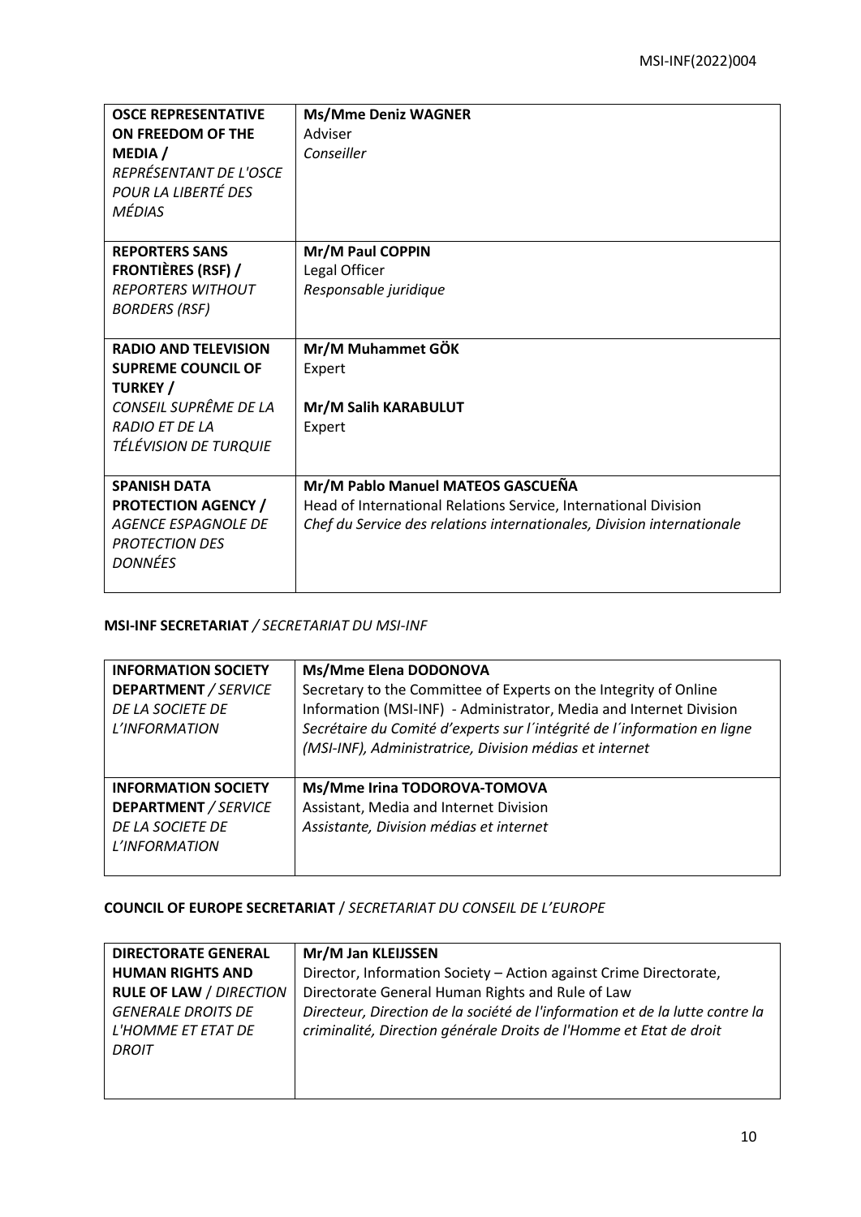| | |
|---|---|
| **OSCE REPRESENTATIVE ON FREEDOM OF THE MEDIA /** *REPRÉSENTANT DE L'OSCE POUR LA LIBERTÉ DES MÉDIAS* | **Ms/Mme Deniz WAGNER**<br>Adviser<br>*Conseiller* |
| **REPORTERS SANS FRONTIÈRES (RSF) /** *REPORTERS WITHOUT BORDERS (RSF)* | **Mr/M Paul COPPIN**<br>Legal Officer<br>*Responsable juridique* |
| **RADIO AND TELEVISION SUPREME COUNCIL OF TURKEY /** *CONSEIL SUPRÊME DE LA RADIO ET DE LA TÉLÉVISION DE TURQUIE* | **Mr/M Muhammet GÖK**<br>Expert<br><br>**Mr/M Salih KARABULUT**<br>Expert |
| **SPANISH DATA PROTECTION AGENCY /** *AGENCE ESPAGNOLE DE PROTECTION DES DONNÉES* | **Mr/M Pablo Manuel MATEOS GASCUEÑA**<br>Head of International Relations Service, International Division<br>*Chef du Service des relations internationales, Division internationale* |

**MSI-INF SECRETARIAT** */ SECRETARIAT DU MSI-INF*

| | |
|---|---|
| **INFORMATION SOCIETY DEPARTMENT** */ SERVICE DE LA SOCIETE DE L'INFORMATION* | **Ms/Mme Elena DODONOVA**<br>Secretary to the Committee of Experts on the Integrity of Online Information (MSI-INF) - Administrator, Media and Internet Division<br>*Secrétaire du Comité d'experts sur l´intégrité de l´information en ligne (MSI-INF), Administratrice, Division médias et internet* |
| **INFORMATION SOCIETY DEPARTMENT** */ SERVICE DE LA SOCIETE DE L'INFORMATION* | **Ms/Mme Irina TODOROVA-TOMOVA**<br>Assistant, Media and Internet Division<br>*Assistante, Division médias et internet* |

**COUNCIL OF EUROPE SECRETARIAT** / *SECRETARIAT DU CONSEIL DE L'EUROPE*

| | |
|---|---|
| **DIRECTORATE GENERAL HUMAN RIGHTS AND RULE OF LAW** / *DIRECTION GENERALE DROITS DE L'HOMME ET ETAT DE DROIT* | **Mr/M Jan KLEIJSSEN**<br>Director, Information Society – Action against Crime Directorate, Directorate General Human Rights and Rule of Law<br>*Directeur, Direction de la société de l'information et de la lutte contre la criminalité, Direction générale Droits de l'Homme et Etat de droit* |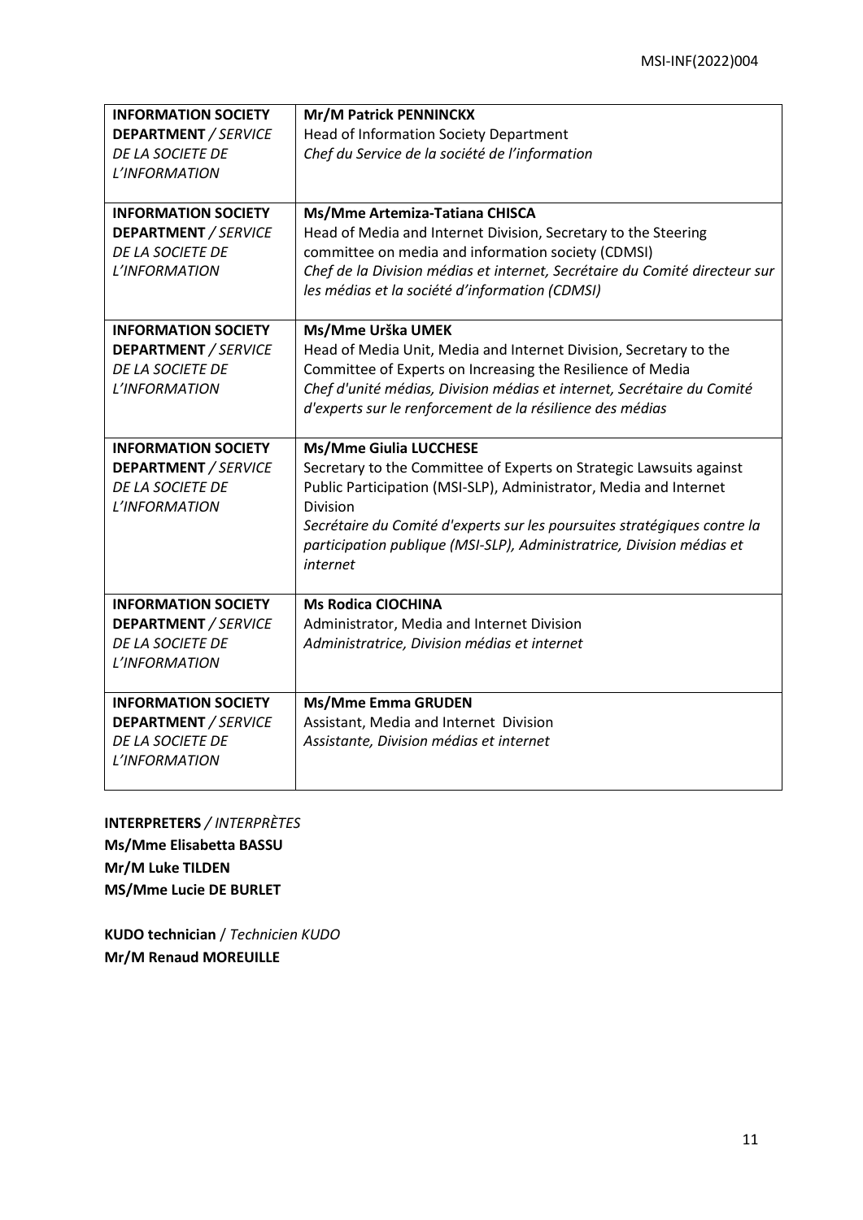| | |
|---|---|
| **INFORMATION SOCIETY DEPARTMENT** / *SERVICE DE LA SOCIETE DE L'INFORMATION* | **Mr/M Patrick PENNINCKX**<br>Head of Information Society Department<br>*Chef du Service de la société de l'information* |
| **INFORMATION SOCIETY DEPARTMENT** / *SERVICE DE LA SOCIETE DE L'INFORMATION* | **Ms/Mme Artemiza-Tatiana CHISCA**<br>Head of Media and Internet Division, Secretary to the Steering committee on media and information society (CDMSI)<br>*Chef de la Division médias et internet, Secrétaire du Comité directeur sur les médias et la société d'information (CDMSI)* |
| **INFORMATION SOCIETY DEPARTMENT** / *SERVICE DE LA SOCIETE DE L'INFORMATION* | **Ms/Mme Urška UMEK**<br>Head of Media Unit, Media and Internet Division, Secretary to the Committee of Experts on Increasing the Resilience of Media<br>*Chef d'unité médias, Division médias et internet, Secrétaire du Comité d'experts sur le renforcement de la résilience des médias* |
| **INFORMATION SOCIETY DEPARTMENT** / *SERVICE DE LA SOCIETE DE L'INFORMATION* | **Ms/Mme Giulia LUCCHESE**<br>Secretary to the Committee of Experts on Strategic Lawsuits against Public Participation (MSI-SLP), Administrator, Media and Internet Division<br>*Secrétaire du Comité d'experts sur les poursuites stratégiques contre la participation publique (MSI-SLP), Administratrice, Division médias et internet* |
| **INFORMATION SOCIETY DEPARTMENT** / *SERVICE DE LA SOCIETE DE L'INFORMATION* | **Ms Rodica CIOCHINA**<br>Administrator, Media and Internet Division<br>*Administratrice, Division médias et internet* |
| **INFORMATION SOCIETY DEPARTMENT** / *SERVICE DE LA SOCIETE DE L'INFORMATION* | **Ms/Mme Emma GRUDEN**<br>Assistant, Media and Internet Division<br>*Assistante, Division médias et internet* |

**INTERPRETERS** / *INTERPRÈTES*
**Ms/Mme Elisabetta BASSU**
**Mr/M Luke TILDEN**
**MS/Mme Lucie DE BURLET**

**KUDO technician** / *Technicien KUDO*
**Mr/M Renaud MOREUILLE**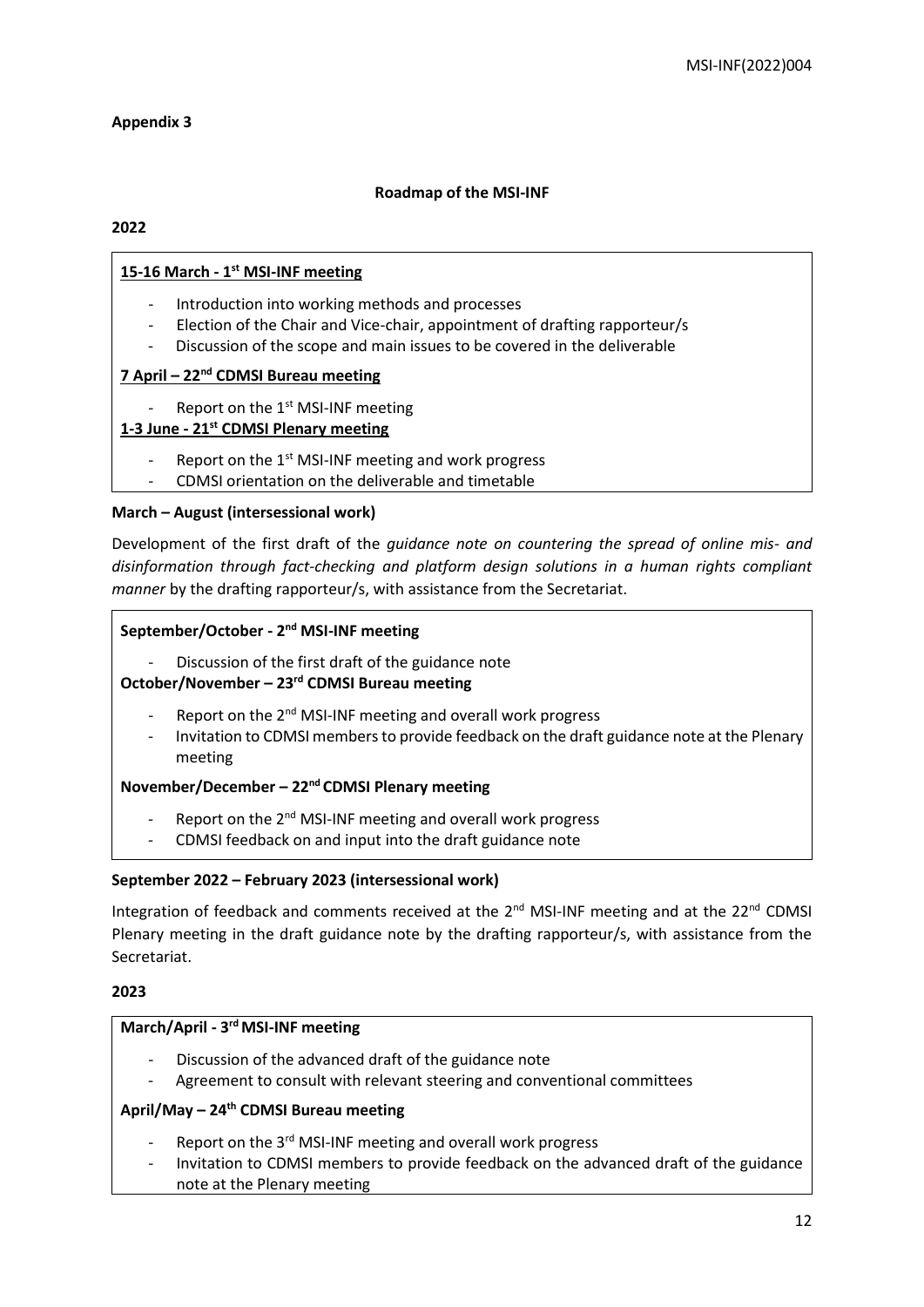**Appendix 3**

**Roadmap of the MSI-INF**

**2022**

**15-16 March - 1st MSI-INF meeting**

- Introduction into working methods and processes
- Election of the Chair and Vice-chair, appointment of drafting rapporteur/s
- Discussion of the scope and main issues to be covered in the deliverable

**7 April – 22nd CDMSI Bureau meeting**

- Report on the 1st MSI-INF meeting

**1-3 June - 21st CDMSI Plenary meeting**

- Report on the 1st MSI-INF meeting and work progress
- CDMSI orientation on the deliverable and timetable

**March – August (intersessional work)**

Development of the first draft of the *guidance note on countering the spread of online mis- and disinformation through fact-checking and platform design solutions in a human rights compliant manner* by the drafting rapporteur/s, with assistance from the Secretariat.

**September/October - 2nd MSI-INF meeting**

- Discussion of the first draft of the guidance note

**October/November – 23rd CDMSI Bureau meeting**

- Report on the 2nd MSI-INF meeting and overall work progress
- Invitation to CDMSI members to provide feedback on the draft guidance note at the Plenary meeting

**November/December – 22nd CDMSI Plenary meeting**

- Report on the 2nd MSI-INF meeting and overall work progress
- CDMSI feedback on and input into the draft guidance note

**September 2022 – February 2023 (intersessional work)**

Integration of feedback and comments received at the 2nd MSI-INF meeting and at the 22nd CDMSI Plenary meeting in the draft guidance note by the drafting rapporteur/s, with assistance from the Secretariat.

**2023**

**March/April - 3rd MSI-INF meeting**

- Discussion of the advanced draft of the guidance note
- Agreement to consult with relevant steering and conventional committees

**April/May – 24th CDMSI Bureau meeting**

- Report on the 3rd MSI-INF meeting and overall work progress
- Invitation to CDMSI members to provide feedback on the advanced draft of the guidance note at the Plenary meeting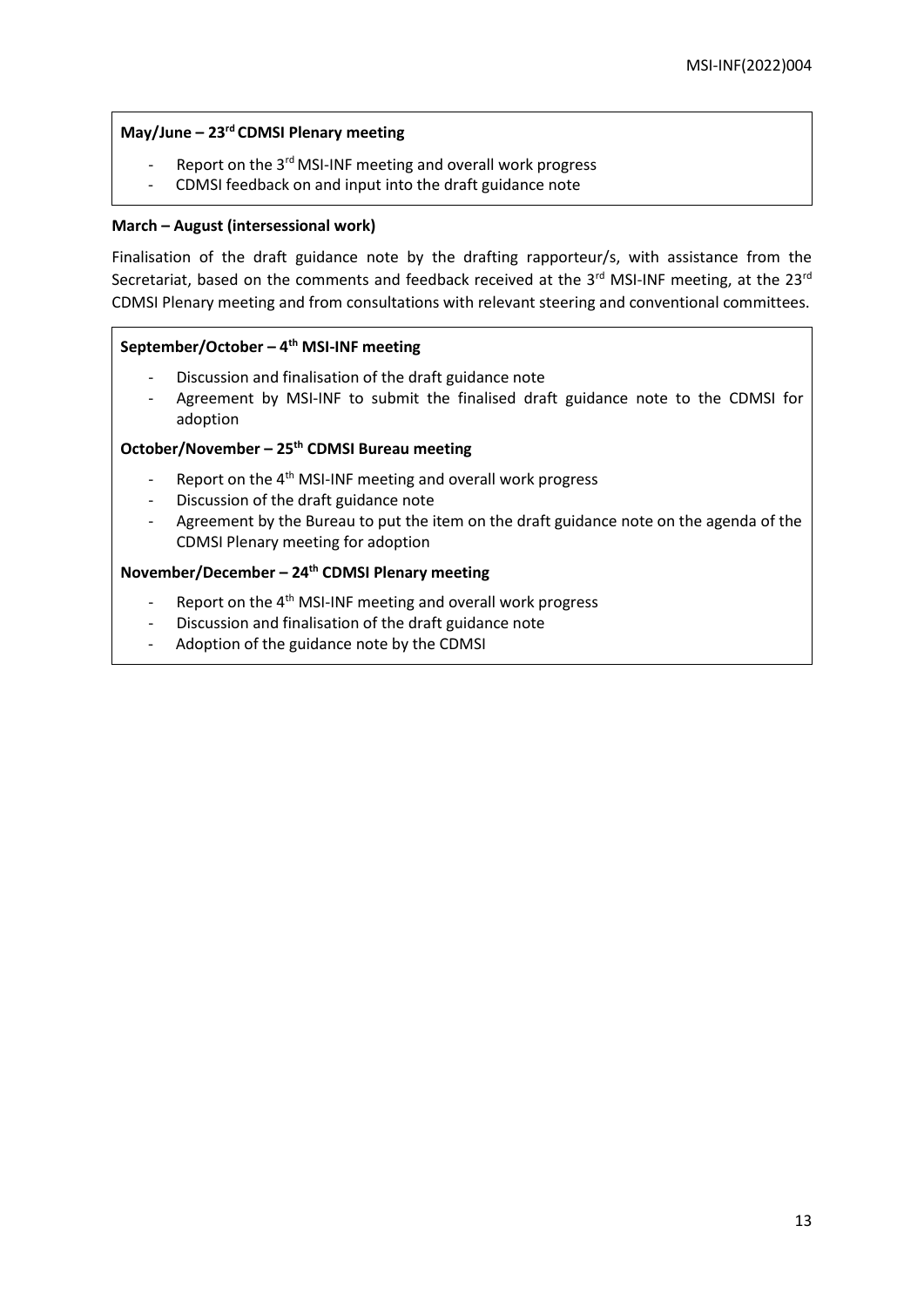**May/June – 23rd CDMSI Plenary meeting**

- Report on the 3rd MSI-INF meeting and overall work progress
- CDMSI feedback on and input into the draft guidance note

**March – August (intersessional work)**

Finalisation of the draft guidance note by the drafting rapporteur/s, with assistance from the Secretariat, based on the comments and feedback received at the 3rd MSI-INF meeting, at the 23rd CDMSI Plenary meeting and from consultations with relevant steering and conventional committees.

**September/October – 4th MSI-INF meeting**

- Discussion and finalisation of the draft guidance note
- Agreement by MSI-INF to submit the finalised draft guidance note to the CDMSI for adoption

**October/November – 25th CDMSI Bureau meeting**

- Report on the 4th MSI-INF meeting and overall work progress
- Discussion of the draft guidance note
- Agreement by the Bureau to put the item on the draft guidance note on the agenda of the CDMSI Plenary meeting for adoption

**November/December – 24th CDMSI Plenary meeting**

- Report on the 4th MSI-INF meeting and overall work progress
- Discussion and finalisation of the draft guidance note
- Adoption of the guidance note by the CDMSI